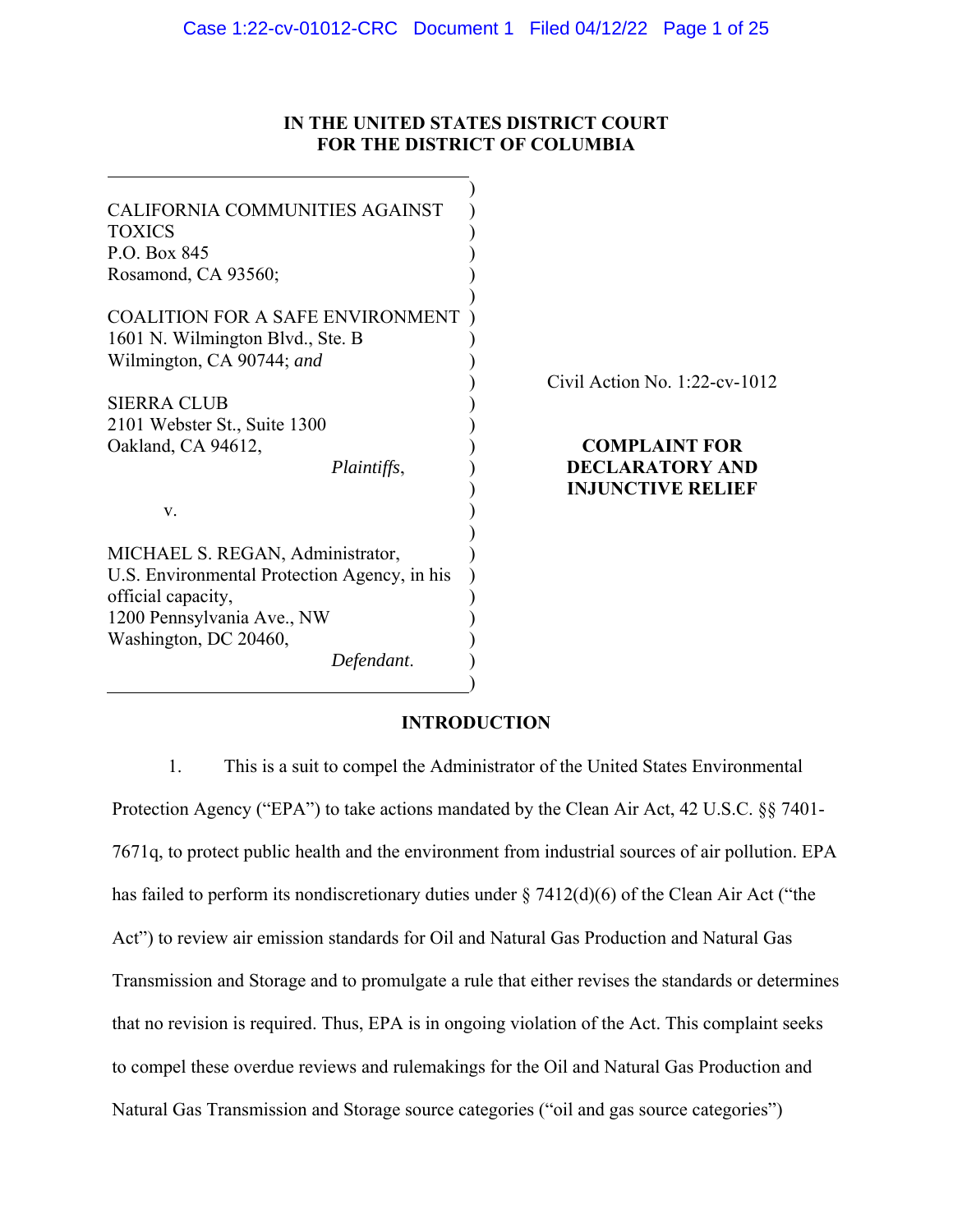**IN THE UNITED STATES DISTRICT COURT**
**FOR THE DISTRICT OF COLUMBIA**

CALIFORNIA COMMUNITIES AGAINST TOXICS
P.O. Box 845
Rosamond, CA 93560;

COALITION FOR A SAFE ENVIRONMENT
1601 N. Wilmington Blvd., Ste. B
Wilmington, CA 90744; *and*

SIERRA CLUB
2101 Webster St., Suite 1300
Oakland, CA 94612,

*Plaintiffs*,

v.

MICHAEL S. REGAN, Administrator, U.S. Environmental Protection Agency, in his official capacity,
1200 Pennsylvania Ave., NW
Washington, DC 20460,

*Defendant*.

Civil Action No. 1:22-cv-1012

**COMPLAINT FOR DECLARATORY AND INJUNCTIVE RELIEF**

## INTRODUCTION

1. This is a suit to compel the Administrator of the United States Environmental Protection Agency ("EPA") to take actions mandated by the Clean Air Act, 42 U.S.C. §§ 7401-7671q, to protect public health and the environment from industrial sources of air pollution. EPA has failed to perform its nondiscretionary duties under § 7412(d)(6) of the Clean Air Act ("the Act") to review air emission standards for Oil and Natural Gas Production and Natural Gas Transmission and Storage and to promulgate a rule that either revises the standards or determines that no revision is required. Thus, EPA is in ongoing violation of the Act. This complaint seeks to compel these overdue reviews and rulemakings for the Oil and Natural Gas Production and Natural Gas Transmission and Storage source categories ("oil and gas source categories")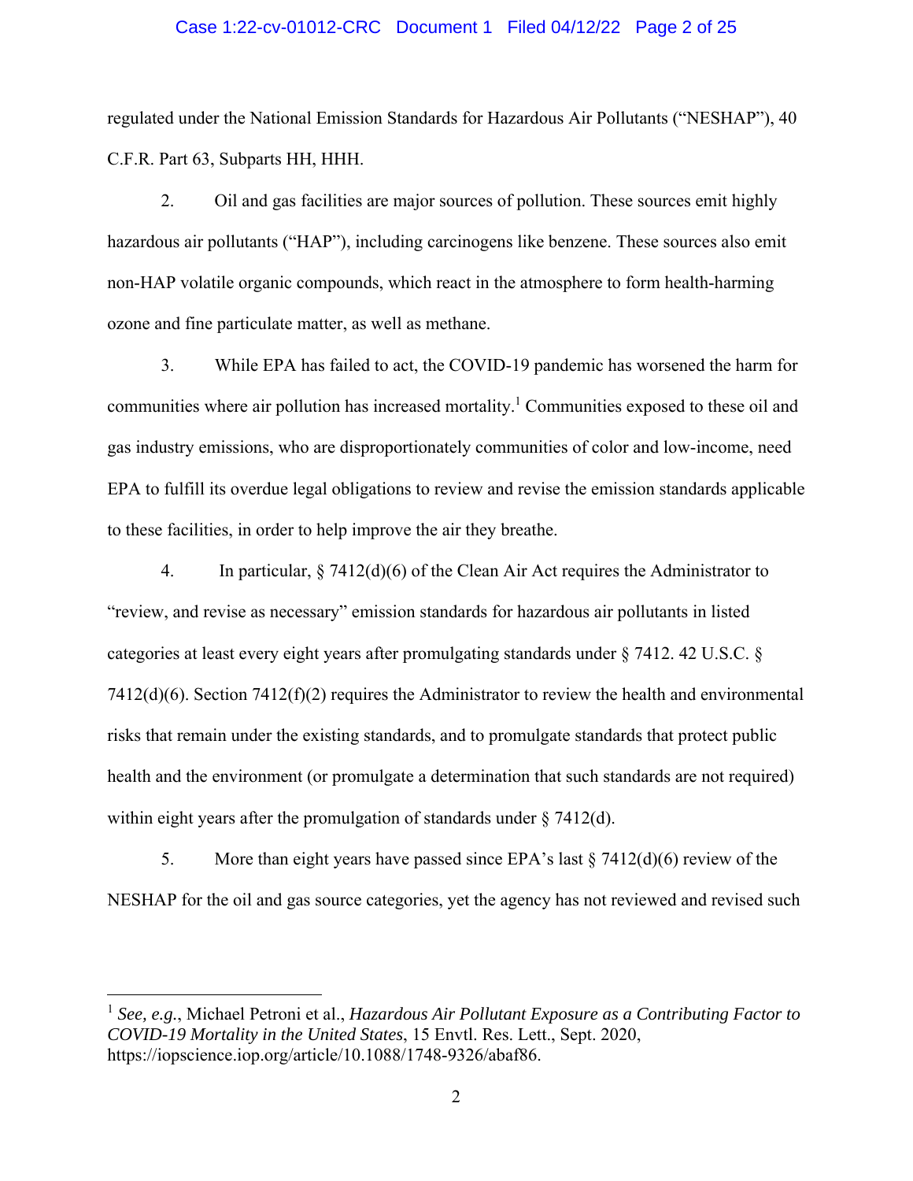regulated under the National Emission Standards for Hazardous Air Pollutants ("NESHAP"), 40 C.F.R. Part 63, Subparts HH, HHH.

2. Oil and gas facilities are major sources of pollution. These sources emit highly hazardous air pollutants ("HAP"), including carcinogens like benzene. These sources also emit non-HAP volatile organic compounds, which react in the atmosphere to form health-harming ozone and fine particulate matter, as well as methane.

3. While EPA has failed to act, the COVID-19 pandemic has worsened the harm for communities where air pollution has increased mortality.[1] Communities exposed to these oil and gas industry emissions, who are disproportionately communities of color and low-income, need EPA to fulfill its overdue legal obligations to review and revise the emission standards applicable to these facilities, in order to help improve the air they breathe.

4. In particular, § 7412(d)(6) of the Clean Air Act requires the Administrator to "review, and revise as necessary" emission standards for hazardous air pollutants in listed categories at least every eight years after promulgating standards under § 7412. 42 U.S.C. § 7412(d)(6). Section 7412(f)(2) requires the Administrator to review the health and environmental risks that remain under the existing standards, and to promulgate standards that protect public health and the environment (or promulgate a determination that such standards are not required) within eight years after the promulgation of standards under § 7412(d).

5. More than eight years have passed since EPA's last § 7412(d)(6) review of the NESHAP for the oil and gas source categories, yet the agency has not reviewed and revised such

---

[1] *See, e.g.*, Michael Petroni et al., *Hazardous Air Pollutant Exposure as a Contributing Factor to COVID-19 Mortality in the United States*, 15 Envtl. Res. Lett., Sept. 2020, https://iopscience.iop.org/article/10.1088/1748-9326/abaf86.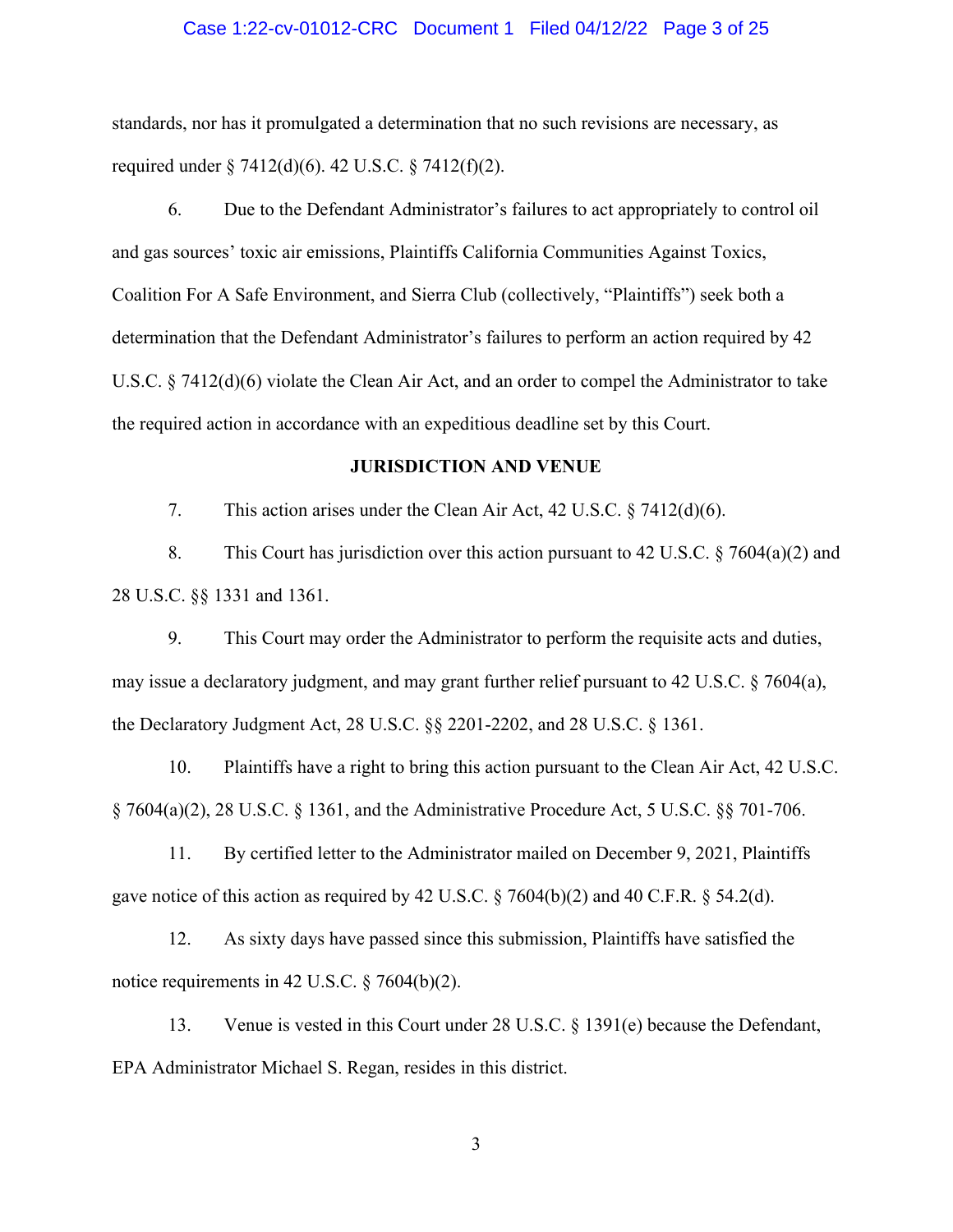standards, nor has it promulgated a determination that no such revisions are necessary, as required under § 7412(d)(6). 42 U.S.C. § 7412(f)(2).

6. Due to the Defendant Administrator's failures to act appropriately to control oil and gas sources' toxic air emissions, Plaintiffs California Communities Against Toxics, Coalition For A Safe Environment, and Sierra Club (collectively, "Plaintiffs") seek both a determination that the Defendant Administrator's failures to perform an action required by 42 U.S.C. § 7412(d)(6) violate the Clean Air Act, and an order to compel the Administrator to take the required action in accordance with an expeditious deadline set by this Court.

## JURISDICTION AND VENUE

7. This action arises under the Clean Air Act, 42 U.S.C. § 7412(d)(6).

8. This Court has jurisdiction over this action pursuant to 42 U.S.C. § 7604(a)(2) and 28 U.S.C. §§ 1331 and 1361.

9. This Court may order the Administrator to perform the requisite acts and duties, may issue a declaratory judgment, and may grant further relief pursuant to 42 U.S.C. § 7604(a), the Declaratory Judgment Act, 28 U.S.C. §§ 2201-2202, and 28 U.S.C. § 1361.

10. Plaintiffs have a right to bring this action pursuant to the Clean Air Act, 42 U.S.C. § 7604(a)(2), 28 U.S.C. § 1361, and the Administrative Procedure Act, 5 U.S.C. §§ 701-706.

11. By certified letter to the Administrator mailed on December 9, 2021, Plaintiffs gave notice of this action as required by 42 U.S.C. § 7604(b)(2) and 40 C.F.R. § 54.2(d).

12. As sixty days have passed since this submission, Plaintiffs have satisfied the notice requirements in 42 U.S.C. § 7604(b)(2).

13. Venue is vested in this Court under 28 U.S.C. § 1391(e) because the Defendant, EPA Administrator Michael S. Regan, resides in this district.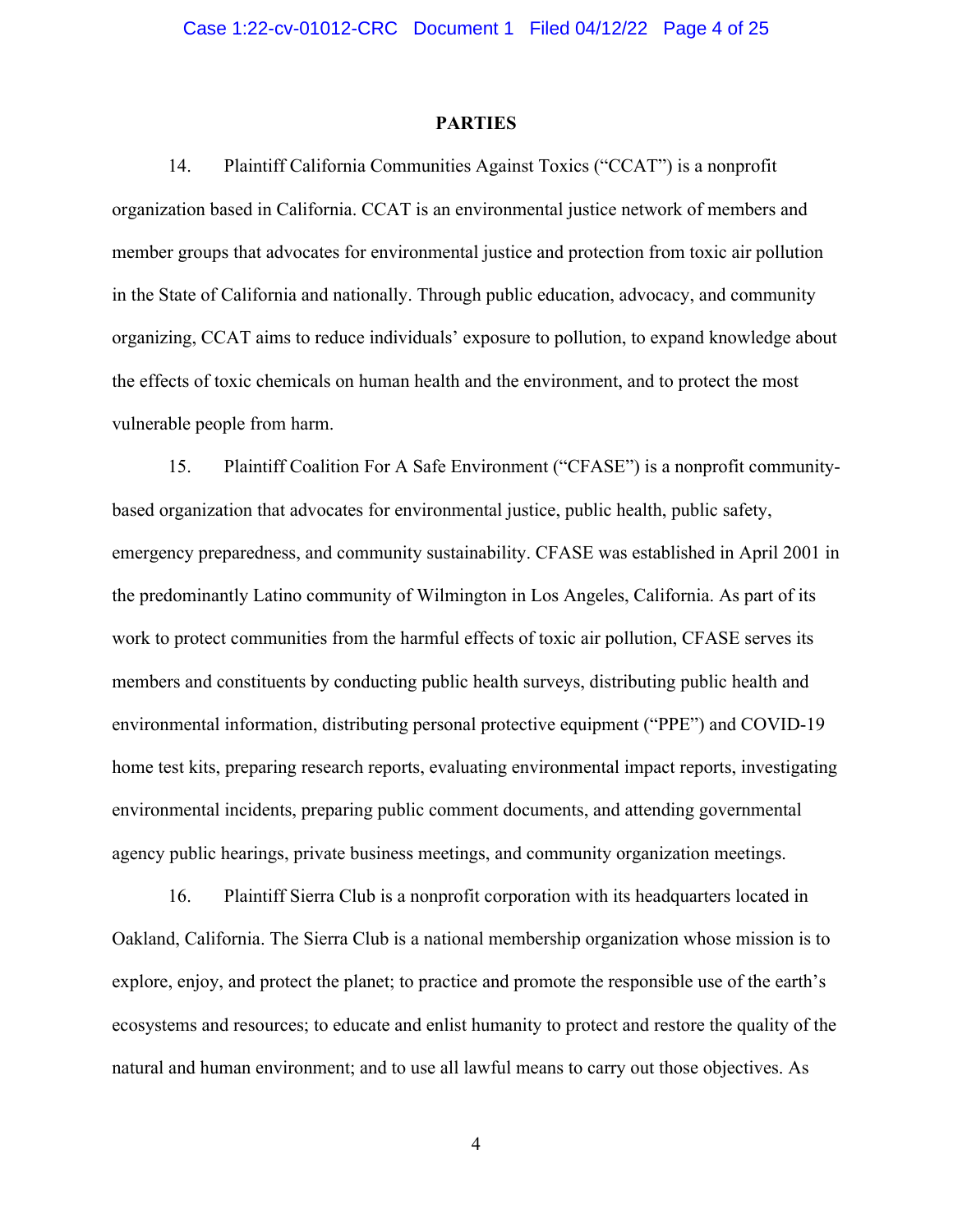## PARTIES

14. Plaintiff California Communities Against Toxics ("CCAT") is a nonprofit organization based in California. CCAT is an environmental justice network of members and member groups that advocates for environmental justice and protection from toxic air pollution in the State of California and nationally. Through public education, advocacy, and community organizing, CCAT aims to reduce individuals' exposure to pollution, to expand knowledge about the effects of toxic chemicals on human health and the environment, and to protect the most vulnerable people from harm.

15. Plaintiff Coalition For A Safe Environment ("CFASE") is a nonprofit community-based organization that advocates for environmental justice, public health, public safety, emergency preparedness, and community sustainability. CFASE was established in April 2001 in the predominantly Latino community of Wilmington in Los Angeles, California. As part of its work to protect communities from the harmful effects of toxic air pollution, CFASE serves its members and constituents by conducting public health surveys, distributing public health and environmental information, distributing personal protective equipment ("PPE") and COVID-19 home test kits, preparing research reports, evaluating environmental impact reports, investigating environmental incidents, preparing public comment documents, and attending governmental agency public hearings, private business meetings, and community organization meetings.

16. Plaintiff Sierra Club is a nonprofit corporation with its headquarters located in Oakland, California. The Sierra Club is a national membership organization whose mission is to explore, enjoy, and protect the planet; to practice and promote the responsible use of the earth's ecosystems and resources; to educate and enlist humanity to protect and restore the quality of the natural and human environment; and to use all lawful means to carry out those objectives. As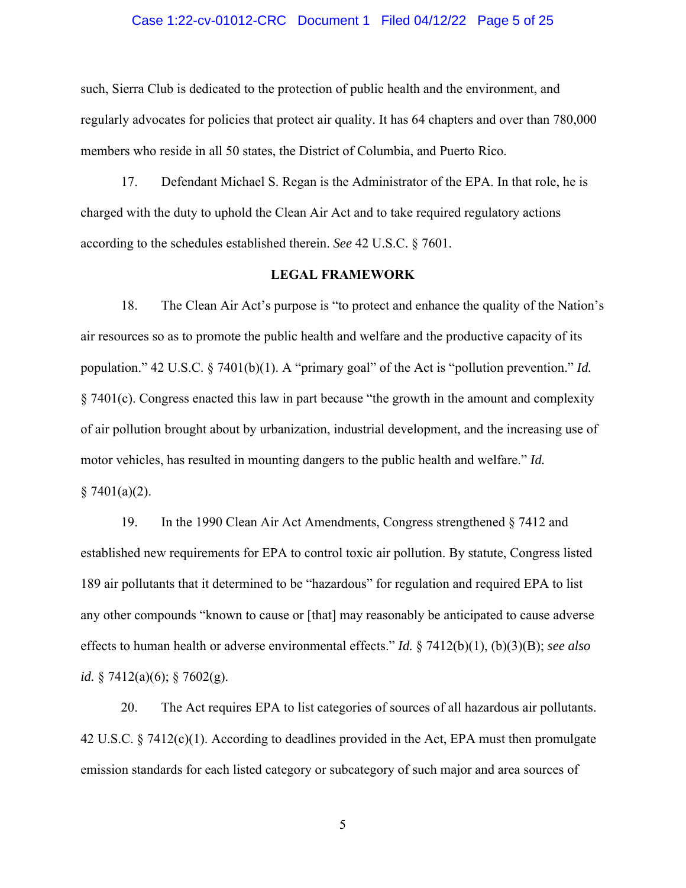such, Sierra Club is dedicated to the protection of public health and the environment, and regularly advocates for policies that protect air quality. It has 64 chapters and over than 780,000 members who reside in all 50 states, the District of Columbia, and Puerto Rico.

17. Defendant Michael S. Regan is the Administrator of the EPA. In that role, he is charged with the duty to uphold the Clean Air Act and to take required regulatory actions according to the schedules established therein. *See* 42 U.S.C. § 7601.

## LEGAL FRAMEWORK

18. The Clean Air Act's purpose is "to protect and enhance the quality of the Nation's air resources so as to promote the public health and welfare and the productive capacity of its population." 42 U.S.C. § 7401(b)(1). A "primary goal" of the Act is "pollution prevention." *Id.* § 7401(c). Congress enacted this law in part because "the growth in the amount and complexity of air pollution brought about by urbanization, industrial development, and the increasing use of motor vehicles, has resulted in mounting dangers to the public health and welfare." *Id.* § 7401(a)(2).

19. In the 1990 Clean Air Act Amendments, Congress strengthened § 7412 and established new requirements for EPA to control toxic air pollution. By statute, Congress listed 189 air pollutants that it determined to be "hazardous" for regulation and required EPA to list any other compounds "known to cause or [that] may reasonably be anticipated to cause adverse effects to human health or adverse environmental effects." *Id.* § 7412(b)(1), (b)(3)(B); *see also id.* § 7412(a)(6); § 7602(g).

20. The Act requires EPA to list categories of sources of all hazardous air pollutants. 42 U.S.C. § 7412(c)(1). According to deadlines provided in the Act, EPA must then promulgate emission standards for each listed category or subcategory of such major and area sources of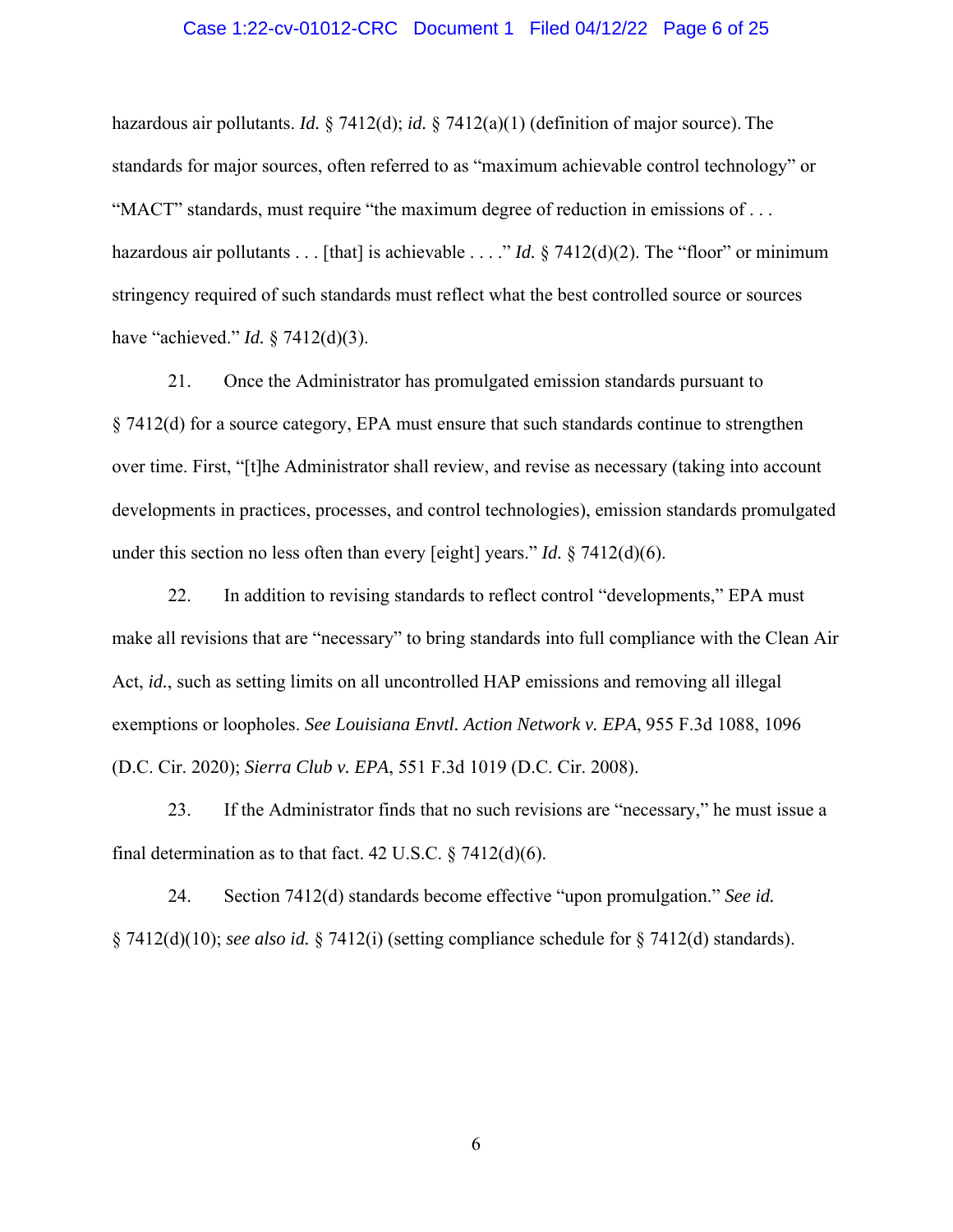hazardous air pollutants. *Id.* § 7412(d); *id.* § 7412(a)(1) (definition of major source). The standards for major sources, often referred to as "maximum achievable control technology" or "MACT" standards, must require "the maximum degree of reduction in emissions of . . . hazardous air pollutants . . . [that] is achievable . . . ." *Id.* § 7412(d)(2). The "floor" or minimum stringency required of such standards must reflect what the best controlled source or sources have "achieved." *Id.* § 7412(d)(3).

21. Once the Administrator has promulgated emission standards pursuant to § 7412(d) for a source category, EPA must ensure that such standards continue to strengthen over time. First, "[t]he Administrator shall review, and revise as necessary (taking into account developments in practices, processes, and control technologies), emission standards promulgated under this section no less often than every [eight] years." *Id.* § 7412(d)(6).

22. In addition to revising standards to reflect control "developments," EPA must make all revisions that are "necessary" to bring standards into full compliance with the Clean Air Act, *id.*, such as setting limits on all uncontrolled HAP emissions and removing all illegal exemptions or loopholes. *See Louisiana Envtl. Action Network v. EPA*, 955 F.3d 1088, 1096 (D.C. Cir. 2020); *Sierra Club v. EPA*, 551 F.3d 1019 (D.C. Cir. 2008).

23. If the Administrator finds that no such revisions are "necessary," he must issue a final determination as to that fact. 42 U.S.C. § 7412(d)(6).

24. Section 7412(d) standards become effective "upon promulgation." *See id.* § 7412(d)(10); *see also id.* § 7412(i) (setting compliance schedule for § 7412(d) standards).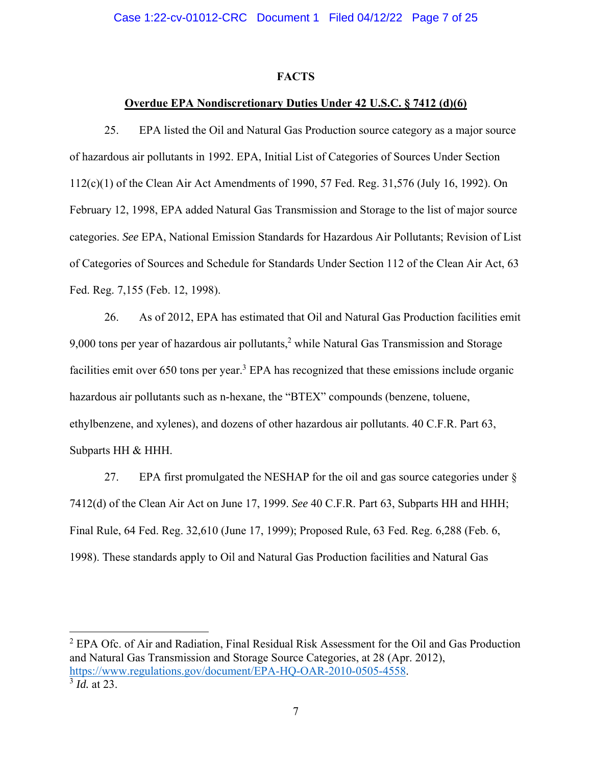## FACTS

### Overdue EPA Nondiscretionary Duties Under 42 U.S.C. § 7412 (d)(6)

25. EPA listed the Oil and Natural Gas Production source category as a major source of hazardous air pollutants in 1992. EPA, Initial List of Categories of Sources Under Section 112(c)(1) of the Clean Air Act Amendments of 1990, 57 Fed. Reg. 31,576 (July 16, 1992). On February 12, 1998, EPA added Natural Gas Transmission and Storage to the list of major source categories. *See* EPA, National Emission Standards for Hazardous Air Pollutants; Revision of List of Categories of Sources and Schedule for Standards Under Section 112 of the Clean Air Act, 63 Fed. Reg. 7,155 (Feb. 12, 1998).

26. As of 2012, EPA has estimated that Oil and Natural Gas Production facilities emit 9,000 tons per year of hazardous air pollutants,[2] while Natural Gas Transmission and Storage facilities emit over 650 tons per year.[3] EPA has recognized that these emissions include organic hazardous air pollutants such as n-hexane, the "BTEX" compounds (benzene, toluene, ethylbenzene, and xylenes), and dozens of other hazardous air pollutants. 40 C.F.R. Part 63, Subparts HH & HHH.

27. EPA first promulgated the NESHAP for the oil and gas source categories under § 7412(d) of the Clean Air Act on June 17, 1999. *See* 40 C.F.R. Part 63, Subparts HH and HHH; Final Rule, 64 Fed. Reg. 32,610 (June 17, 1999); Proposed Rule, 63 Fed. Reg. 6,288 (Feb. 6, 1998). These standards apply to Oil and Natural Gas Production facilities and Natural Gas

---

[2] EPA Ofc. of Air and Radiation, Final Residual Risk Assessment for the Oil and Gas Production and Natural Gas Transmission and Storage Source Categories, at 28 (Apr. 2012), https://www.regulations.gov/document/EPA-HQ-OAR-2010-0505-4558.

[3] *Id.* at 23.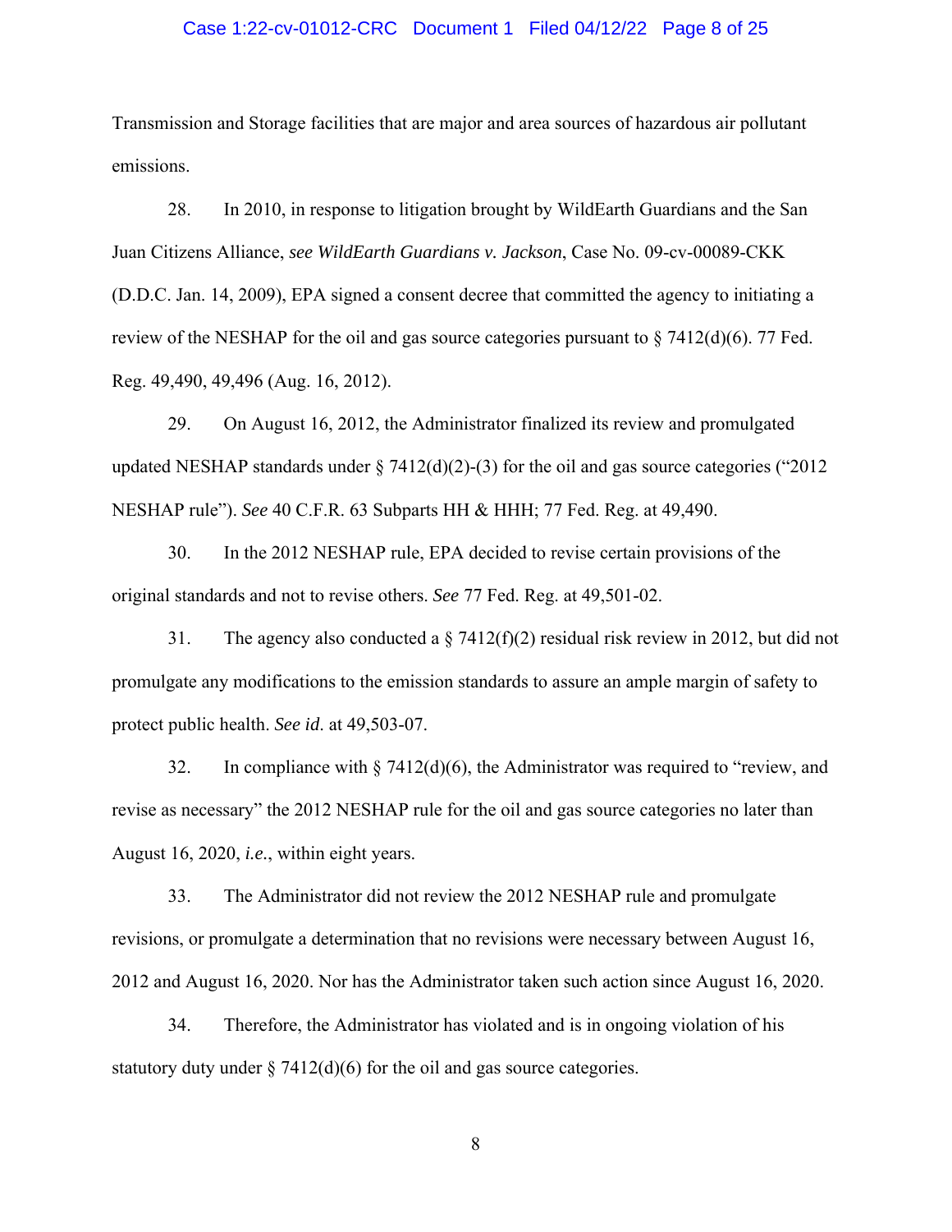Transmission and Storage facilities that are major and area sources of hazardous air pollutant emissions.

28. In 2010, in response to litigation brought by WildEarth Guardians and the San Juan Citizens Alliance, *see WildEarth Guardians v. Jackson*, Case No. 09-cv-00089-CKK (D.D.C. Jan. 14, 2009), EPA signed a consent decree that committed the agency to initiating a review of the NESHAP for the oil and gas source categories pursuant to § 7412(d)(6). 77 Fed. Reg. 49,490, 49,496 (Aug. 16, 2012).

29. On August 16, 2012, the Administrator finalized its review and promulgated updated NESHAP standards under § 7412(d)(2)-(3) for the oil and gas source categories ("2012 NESHAP rule"). *See* 40 C.F.R. 63 Subparts HH & HHH; 77 Fed. Reg. at 49,490.

30. In the 2012 NESHAP rule, EPA decided to revise certain provisions of the original standards and not to revise others. *See* 77 Fed. Reg. at 49,501-02.

31. The agency also conducted a § 7412(f)(2) residual risk review in 2012, but did not promulgate any modifications to the emission standards to assure an ample margin of safety to protect public health. *See id.* at 49,503-07.

32. In compliance with § 7412(d)(6), the Administrator was required to "review, and revise as necessary" the 2012 NESHAP rule for the oil and gas source categories no later than August 16, 2020, *i.e.*, within eight years.

33. The Administrator did not review the 2012 NESHAP rule and promulgate revisions, or promulgate a determination that no revisions were necessary between August 16, 2012 and August 16, 2020. Nor has the Administrator taken such action since August 16, 2020.

34. Therefore, the Administrator has violated and is in ongoing violation of his statutory duty under § 7412(d)(6) for the oil and gas source categories.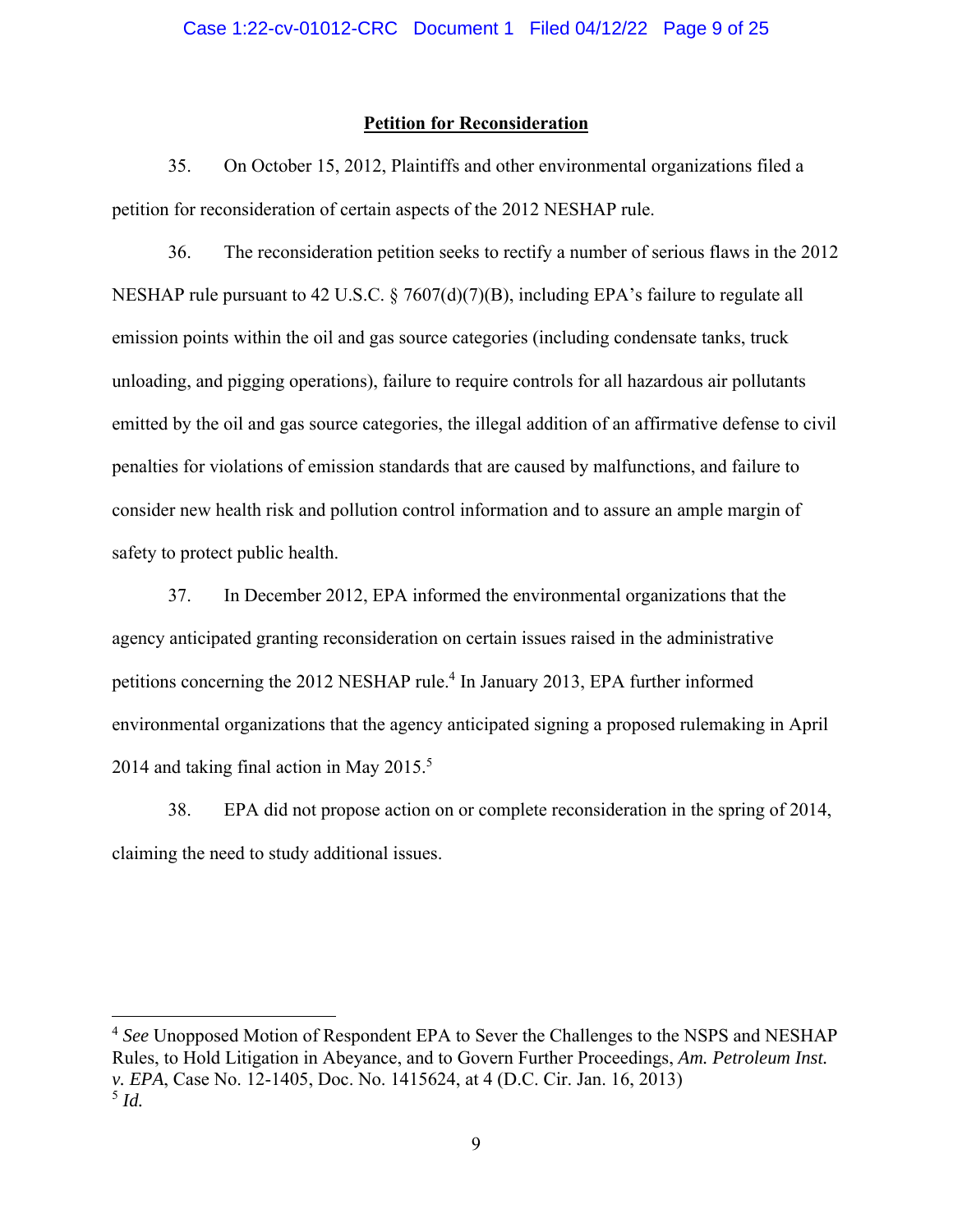**Petition for Reconsideration**

35. On October 15, 2012, Plaintiffs and other environmental organizations filed a petition for reconsideration of certain aspects of the 2012 NESHAP rule.

36. The reconsideration petition seeks to rectify a number of serious flaws in the 2012 NESHAP rule pursuant to 42 U.S.C. § 7607(d)(7)(B), including EPA's failure to regulate all emission points within the oil and gas source categories (including condensate tanks, truck unloading, and pigging operations), failure to require controls for all hazardous air pollutants emitted by the oil and gas source categories, the illegal addition of an affirmative defense to civil penalties for violations of emission standards that are caused by malfunctions, and failure to consider new health risk and pollution control information and to assure an ample margin of safety to protect public health.

37. In December 2012, EPA informed the environmental organizations that the agency anticipated granting reconsideration on certain issues raised in the administrative petitions concerning the 2012 NESHAP rule.[4] In January 2013, EPA further informed environmental organizations that the agency anticipated signing a proposed rulemaking in April 2014 and taking final action in May 2015.[5]

38. EPA did not propose action on or complete reconsideration in the spring of 2014, claiming the need to study additional issues.

---

[4] *See* Unopposed Motion of Respondent EPA to Sever the Challenges to the NSPS and NESHAP Rules, to Hold Litigation in Abeyance, and to Govern Further Proceedings, *Am. Petroleum Inst. v. EPA*, Case No. 12-1405, Doc. No. 1415624, at 4 (D.C. Cir. Jan. 16, 2013)

[5] *Id.*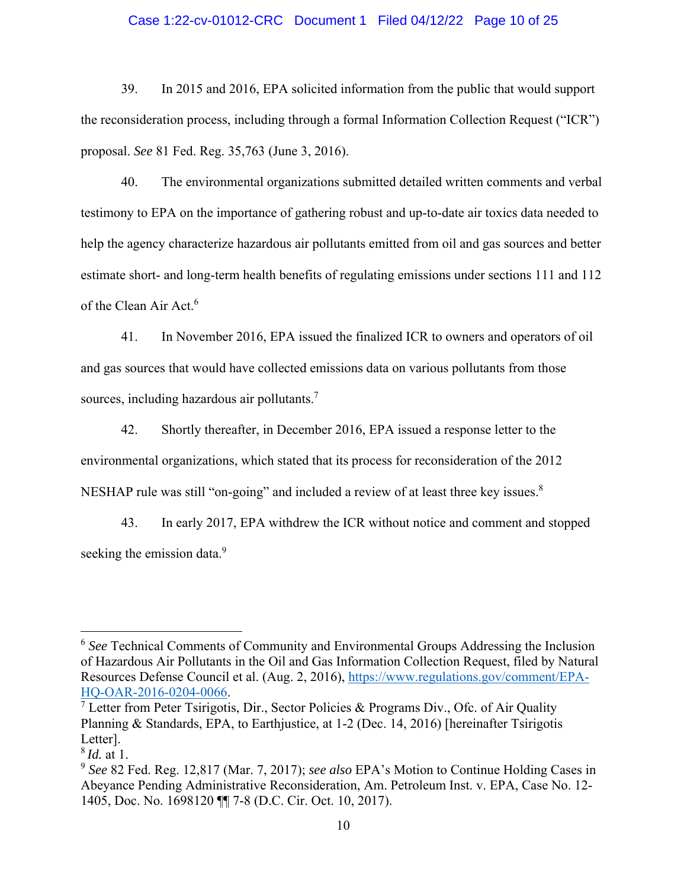39. In 2015 and 2016, EPA solicited information from the public that would support the reconsideration process, including through a formal Information Collection Request ("ICR") proposal. *See* 81 Fed. Reg. 35,763 (June 3, 2016).

40. The environmental organizations submitted detailed written comments and verbal testimony to EPA on the importance of gathering robust and up-to-date air toxics data needed to help the agency characterize hazardous air pollutants emitted from oil and gas sources and better estimate short- and long-term health benefits of regulating emissions under sections 111 and 112 of the Clean Air Act.[6]

41. In November 2016, EPA issued the finalized ICR to owners and operators of oil and gas sources that would have collected emissions data on various pollutants from those sources, including hazardous air pollutants.[7]

42. Shortly thereafter, in December 2016, EPA issued a response letter to the environmental organizations, which stated that its process for reconsideration of the 2012 NESHAP rule was still "on-going" and included a review of at least three key issues.[8]

43. In early 2017, EPA withdrew the ICR without notice and comment and stopped seeking the emission data.[9]

---

[6] *See* Technical Comments of Community and Environmental Groups Addressing the Inclusion of Hazardous Air Pollutants in the Oil and Gas Information Collection Request, filed by Natural Resources Defense Council et al. (Aug. 2, 2016), [https://www.regulations.gov/comment/EPA-HQ-OAR-2016-0204-0066](https://www.regulations.gov/comment/EPA-HQ-OAR-2016-0204-0066).

[7] Letter from Peter Tsirigotis, Dir., Sector Policies & Programs Div., Ofc. of Air Quality Planning & Standards, EPA, to Earthjustice, at 1-2 (Dec. 14, 2016) [hereinafter Tsirigotis Letter].

[8] *Id.* at 1.

[9] *See* 82 Fed. Reg. 12,817 (Mar. 7, 2017); *see also* EPA's Motion to Continue Holding Cases in Abeyance Pending Administrative Reconsideration, Am. Petroleum Inst. v. EPA, Case No. 12-1405, Doc. No. 1698120 ¶¶ 7-8 (D.C. Cir. Oct. 10, 2017).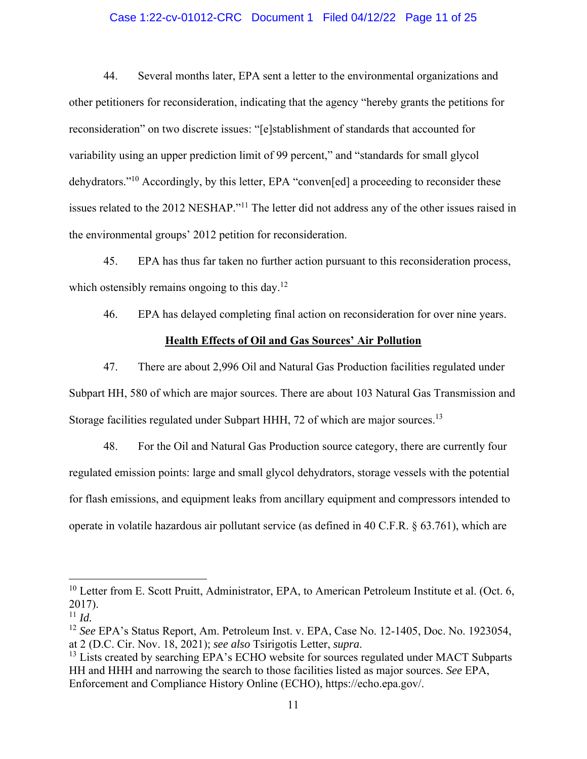44. Several months later, EPA sent a letter to the environmental organizations and other petitioners for reconsideration, indicating that the agency "hereby grants the petitions for reconsideration" on two discrete issues: "[e]stablishment of standards that accounted for variability using an upper prediction limit of 99 percent," and "standards for small glycol dehydrators."[10] Accordingly, by this letter, EPA "conven[ed] a proceeding to reconsider these issues related to the 2012 NESHAP."[11] The letter did not address any of the other issues raised in the environmental groups' 2012 petition for reconsideration.

45. EPA has thus far taken no further action pursuant to this reconsideration process, which ostensibly remains ongoing to this day.[12]

46. EPA has delayed completing final action on reconsideration for over nine years.

**Health Effects of Oil and Gas Sources' Air Pollution**

47. There are about 2,996 Oil and Natural Gas Production facilities regulated under Subpart HH, 580 of which are major sources. There are about 103 Natural Gas Transmission and Storage facilities regulated under Subpart HHH, 72 of which are major sources.[13]

48. For the Oil and Natural Gas Production source category, there are currently four regulated emission points: large and small glycol dehydrators, storage vessels with the potential for flash emissions, and equipment leaks from ancillary equipment and compressors intended to operate in volatile hazardous air pollutant service (as defined in 40 C.F.R. § 63.761), which are

---

[10] Letter from E. Scott Pruitt, Administrator, EPA, to American Petroleum Institute et al. (Oct. 6, 2017).

[11] *Id.*

[12] *See* EPA's Status Report, Am. Petroleum Inst. v. EPA, Case No. 12-1405, Doc. No. 1923054, at 2 (D.C. Cir. Nov. 18, 2021); *see also* Tsirigotis Letter, *supra*.

[13] Lists created by searching EPA's ECHO website for sources regulated under MACT Subparts HH and HHH and narrowing the search to those facilities listed as major sources. *See* EPA, Enforcement and Compliance History Online (ECHO), https://echo.epa.gov/.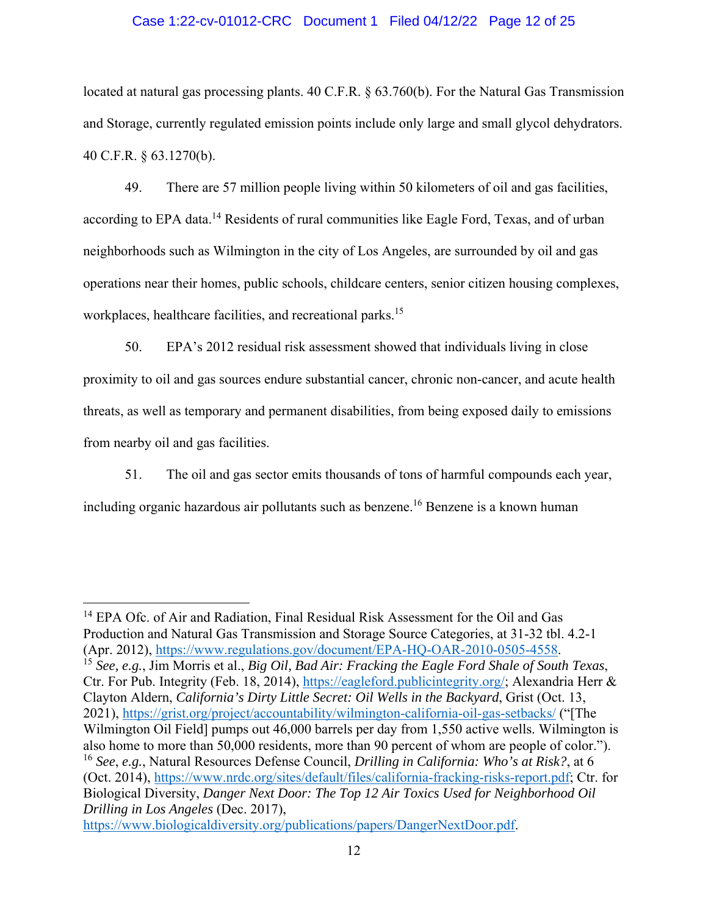located at natural gas processing plants. 40 C.F.R. § 63.760(b). For the Natural Gas Transmission and Storage, currently regulated emission points include only large and small glycol dehydrators. 40 C.F.R. § 63.1270(b).

49. There are 57 million people living within 50 kilometers of oil and gas facilities, according to EPA data.[14] Residents of rural communities like Eagle Ford, Texas, and of urban neighborhoods such as Wilmington in the city of Los Angeles, are surrounded by oil and gas operations near their homes, public schools, childcare centers, senior citizen housing complexes, workplaces, healthcare facilities, and recreational parks.[15]

50. EPA's 2012 residual risk assessment showed that individuals living in close proximity to oil and gas sources endure substantial cancer, chronic non-cancer, and acute health threats, as well as temporary and permanent disabilities, from being exposed daily to emissions from nearby oil and gas facilities.

51. The oil and gas sector emits thousands of tons of harmful compounds each year, including organic hazardous air pollutants such as benzene.[16] Benzene is a known human

---

[14] EPA Ofc. of Air and Radiation, Final Residual Risk Assessment for the Oil and Gas Production and Natural Gas Transmission and Storage Source Categories, at 31-32 tbl. 4.2-1 (Apr. 2012), https://www.regulations.gov/document/EPA-HQ-OAR-2010-0505-4558.

[15] *See, e.g.*, Jim Morris et al., *Big Oil, Bad Air: Fracking the Eagle Ford Shale of South Texas*, Ctr. For Pub. Integrity (Feb. 18, 2014), https://eagleford.publicintegrity.org/; Alexandria Herr & Clayton Aldern, *California's Dirty Little Secret: Oil Wells in the Backyard*, Grist (Oct. 13, 2021), https://grist.org/project/accountability/wilmington-california-oil-gas-setbacks/ ("[The Wilmington Oil Field] pumps out 46,000 barrels per day from 1,550 active wells. Wilmington is also home to more than 50,000 residents, more than 90 percent of whom are people of color.").

[16] *See*, *e.g.*, Natural Resources Defense Council, *Drilling in California: Who's at Risk?*, at 6 (Oct. 2014), https://www.nrdc.org/sites/default/files/california-fracking-risks-report.pdf; Ctr. for Biological Diversity, *Danger Next Door: The Top 12 Air Toxics Used for Neighborhood Oil Drilling in Los Angeles* (Dec. 2017), https://www.biologicaldiversity.org/publications/papers/DangerNextDoor.pdf.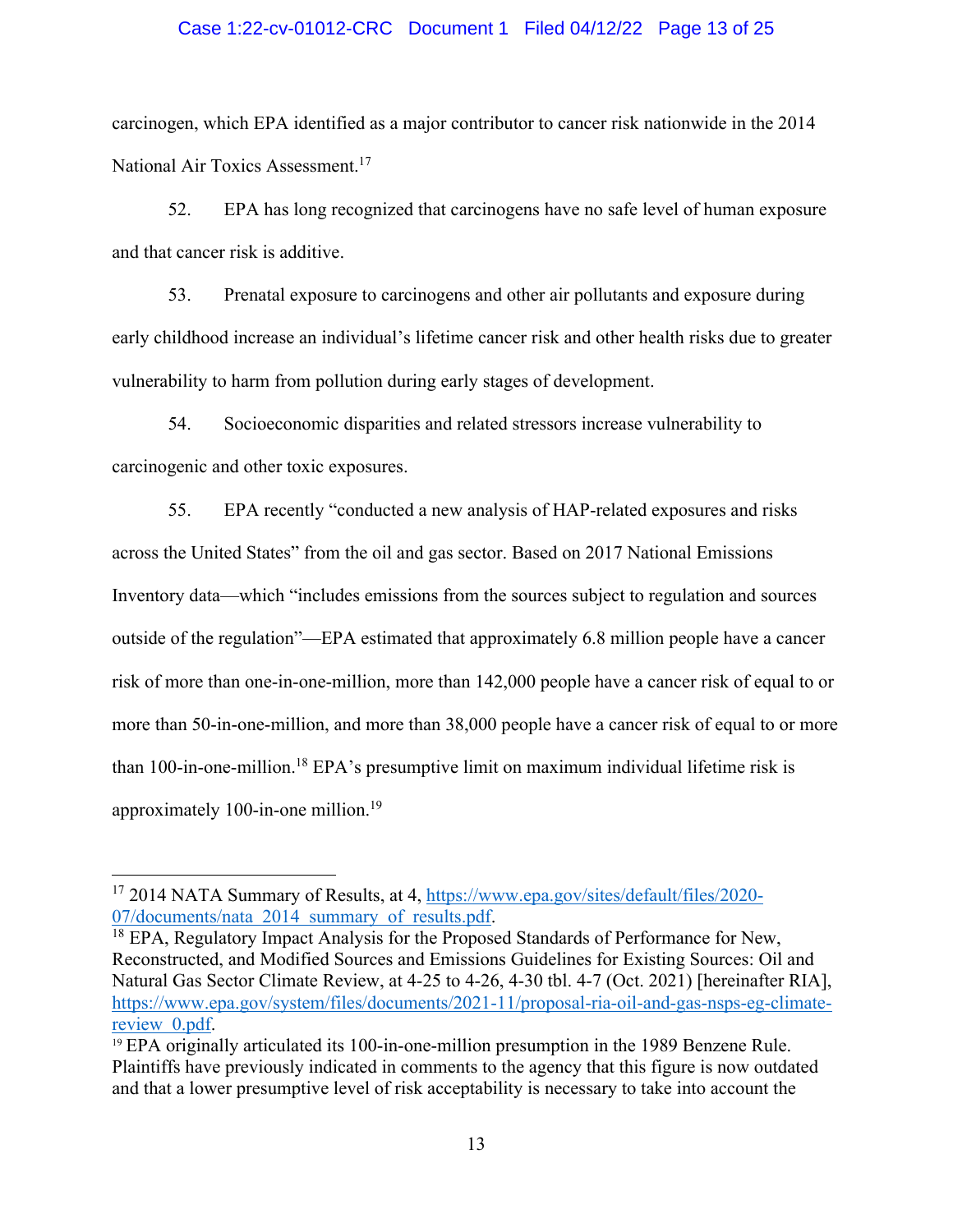carcinogen, which EPA identified as a major contributor to cancer risk nationwide in the 2014 National Air Toxics Assessment.[17]

52. EPA has long recognized that carcinogens have no safe level of human exposure and that cancer risk is additive.

53. Prenatal exposure to carcinogens and other air pollutants and exposure during early childhood increase an individual's lifetime cancer risk and other health risks due to greater vulnerability to harm from pollution during early stages of development.

54. Socioeconomic disparities and related stressors increase vulnerability to carcinogenic and other toxic exposures.

55. EPA recently "conducted a new analysis of HAP-related exposures and risks across the United States" from the oil and gas sector. Based on 2017 National Emissions Inventory data—which "includes emissions from the sources subject to regulation and sources outside of the regulation"—EPA estimated that approximately 6.8 million people have a cancer risk of more than one-in-one-million, more than 142,000 people have a cancer risk of equal to or more than 50-in-one-million, and more than 38,000 people have a cancer risk of equal to or more than 100-in-one-million.[18] EPA's presumptive limit on maximum individual lifetime risk is approximately 100-in-one million.[19]

---

[17] 2014 NATA Summary of Results, at 4, https://www.epa.gov/sites/default/files/2020-07/documents/nata_2014_summary_of_results.pdf.

[18] EPA, Regulatory Impact Analysis for the Proposed Standards of Performance for New, Reconstructed, and Modified Sources and Emissions Guidelines for Existing Sources: Oil and Natural Gas Sector Climate Review, at 4-25 to 4-26, 4-30 tbl. 4-7 (Oct. 2021) [hereinafter RIA], https://www.epa.gov/system/files/documents/2021-11/proposal-ria-oil-and-gas-nsps-eg-climate-review_0.pdf.

[19] EPA originally articulated its 100-in-one-million presumption in the 1989 Benzene Rule. Plaintiffs have previously indicated in comments to the agency that this figure is now outdated and that a lower presumptive level of risk acceptability is necessary to take into account the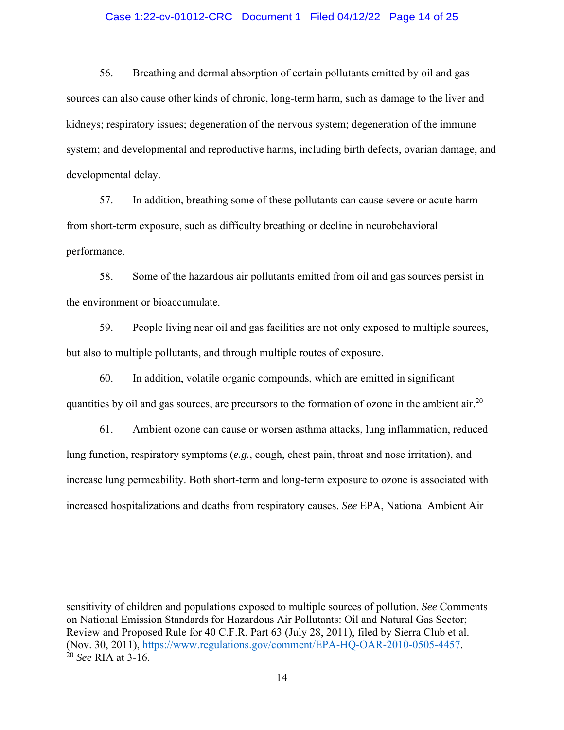56. Breathing and dermal absorption of certain pollutants emitted by oil and gas sources can also cause other kinds of chronic, long-term harm, such as damage to the liver and kidneys; respiratory issues; degeneration of the nervous system; degeneration of the immune system; and developmental and reproductive harms, including birth defects, ovarian damage, and developmental delay.

57. In addition, breathing some of these pollutants can cause severe or acute harm from short-term exposure, such as difficulty breathing or decline in neurobehavioral performance.

58. Some of the hazardous air pollutants emitted from oil and gas sources persist in the environment or bioaccumulate.

59. People living near oil and gas facilities are not only exposed to multiple sources, but also to multiple pollutants, and through multiple routes of exposure.

60. In addition, volatile organic compounds, which are emitted in significant quantities by oil and gas sources, are precursors to the formation of ozone in the ambient air.[20]

61. Ambient ozone can cause or worsen asthma attacks, lung inflammation, reduced lung function, respiratory symptoms (*e.g.*, cough, chest pain, throat and nose irritation), and increase lung permeability. Both short-term and long-term exposure to ozone is associated with increased hospitalizations and deaths from respiratory causes. *See* EPA, National Ambient Air

---

sensitivity of children and populations exposed to multiple sources of pollution. *See* Comments on National Emission Standards for Hazardous Air Pollutants: Oil and Natural Gas Sector; Review and Proposed Rule for 40 C.F.R. Part 63 (July 28, 2011), filed by Sierra Club et al. (Nov. 30, 2011), https://www.regulations.gov/comment/EPA-HQ-OAR-2010-0505-4457.

[20] *See* RIA at 3-16.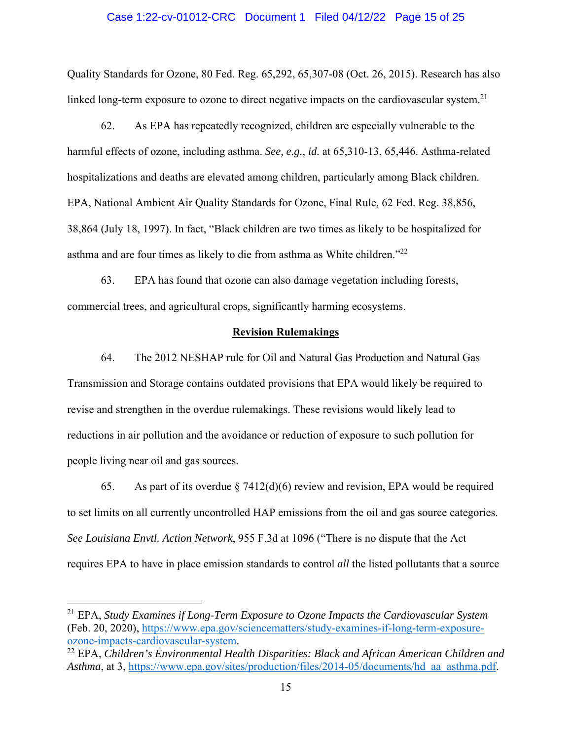Quality Standards for Ozone, 80 Fed. Reg. 65,292, 65,307-08 (Oct. 26, 2015). Research has also linked long-term exposure to ozone to direct negative impacts on the cardiovascular system.[21]

62. As EPA has repeatedly recognized, children are especially vulnerable to the harmful effects of ozone, including asthma. *See, e.g.*, *id.* at 65,310-13, 65,446. Asthma-related hospitalizations and deaths are elevated among children, particularly among Black children. EPA, National Ambient Air Quality Standards for Ozone, Final Rule, 62 Fed. Reg. 38,856, 38,864 (July 18, 1997). In fact, "Black children are two times as likely to be hospitalized for asthma and are four times as likely to die from asthma as White children."[22]

63. EPA has found that ozone can also damage vegetation including forests, commercial trees, and agricultural crops, significantly harming ecosystems.

**Revision Rulemakings**

64. The 2012 NESHAP rule for Oil and Natural Gas Production and Natural Gas Transmission and Storage contains outdated provisions that EPA would likely be required to revise and strengthen in the overdue rulemakings. These revisions would likely lead to reductions in air pollution and the avoidance or reduction of exposure to such pollution for people living near oil and gas sources.

65. As part of its overdue § 7412(d)(6) review and revision, EPA would be required to set limits on all currently uncontrolled HAP emissions from the oil and gas source categories. *See Louisiana Envtl. Action Network*, 955 F.3d at 1096 ("There is no dispute that the Act requires EPA to have in place emission standards to control *all* the listed pollutants that a source

---

[21] EPA, *Study Examines if Long-Term Exposure to Ozone Impacts the Cardiovascular System* (Feb. 20, 2020), https://www.epa.gov/sciencematters/study-examines-if-long-term-exposure-ozone-impacts-cardiovascular-system.

[22] EPA, *Children's Environmental Health Disparities: Black and African American Children and Asthma*, at 3, https://www.epa.gov/sites/production/files/2014-05/documents/hd_aa_asthma.pdf.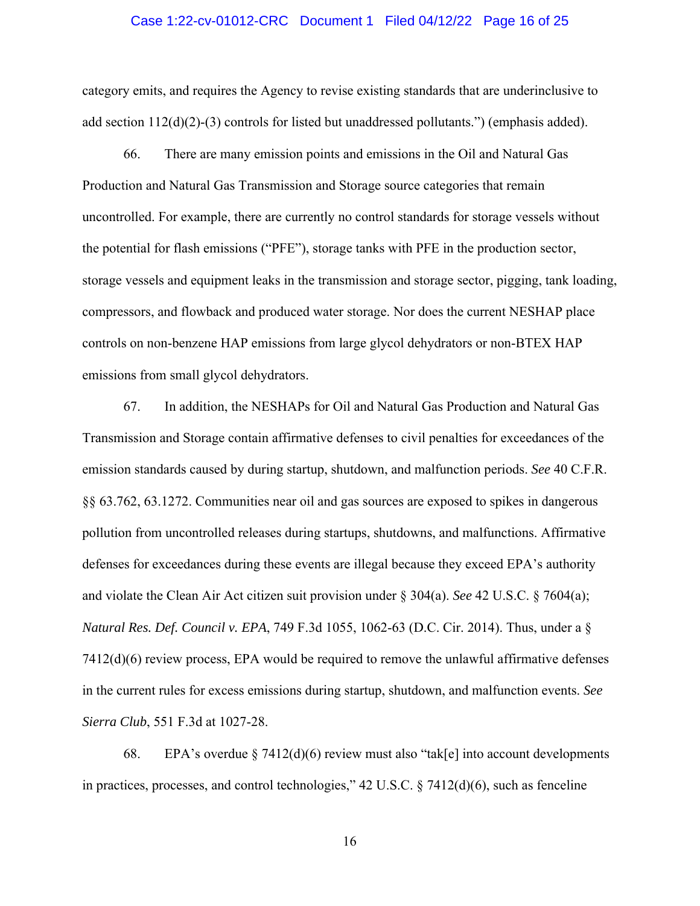category emits, and requires the Agency to revise existing standards that are underinclusive to add section 112(d)(2)-(3) controls for listed but unaddressed pollutants.") (emphasis added).

66. There are many emission points and emissions in the Oil and Natural Gas Production and Natural Gas Transmission and Storage source categories that remain uncontrolled. For example, there are currently no control standards for storage vessels without the potential for flash emissions ("PFE"), storage tanks with PFE in the production sector, storage vessels and equipment leaks in the transmission and storage sector, pigging, tank loading, compressors, and flowback and produced water storage. Nor does the current NESHAP place controls on non-benzene HAP emissions from large glycol dehydrators or non-BTEX HAP emissions from small glycol dehydrators.

67. In addition, the NESHAPs for Oil and Natural Gas Production and Natural Gas Transmission and Storage contain affirmative defenses to civil penalties for exceedances of the emission standards caused by during startup, shutdown, and malfunction periods. *See* 40 C.F.R. §§ 63.762, 63.1272. Communities near oil and gas sources are exposed to spikes in dangerous pollution from uncontrolled releases during startups, shutdowns, and malfunctions. Affirmative defenses for exceedances during these events are illegal because they exceed EPA's authority and violate the Clean Air Act citizen suit provision under § 304(a). *See* 42 U.S.C. § 7604(a); *Natural Res. Def. Council v. EPA*, 749 F.3d 1055, 1062-63 (D.C. Cir. 2014). Thus, under a § 7412(d)(6) review process, EPA would be required to remove the unlawful affirmative defenses in the current rules for excess emissions during startup, shutdown, and malfunction events. *See Sierra Club*, 551 F.3d at 1027-28.

68. EPA's overdue § 7412(d)(6) review must also "tak[e] into account developments in practices, processes, and control technologies," 42 U.S.C. § 7412(d)(6), such as fenceline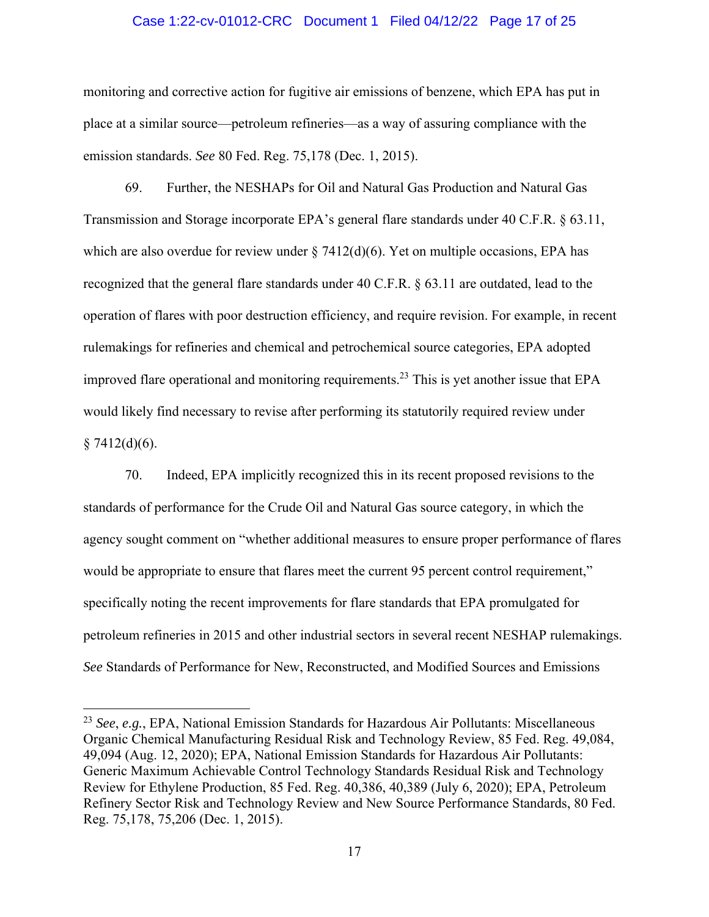monitoring and corrective action for fugitive air emissions of benzene, which EPA has put in place at a similar source—petroleum refineries—as a way of assuring compliance with the emission standards. *See* 80 Fed. Reg. 75,178 (Dec. 1, 2015).

69. Further, the NESHAPs for Oil and Natural Gas Production and Natural Gas Transmission and Storage incorporate EPA's general flare standards under 40 C.F.R. § 63.11, which are also overdue for review under § 7412(d)(6). Yet on multiple occasions, EPA has recognized that the general flare standards under 40 C.F.R. § 63.11 are outdated, lead to the operation of flares with poor destruction efficiency, and require revision. For example, in recent rulemakings for refineries and chemical and petrochemical source categories, EPA adopted improved flare operational and monitoring requirements.[23] This is yet another issue that EPA would likely find necessary to revise after performing its statutorily required review under § 7412(d)(6).

70. Indeed, EPA implicitly recognized this in its recent proposed revisions to the standards of performance for the Crude Oil and Natural Gas source category, in which the agency sought comment on "whether additional measures to ensure proper performance of flares would be appropriate to ensure that flares meet the current 95 percent control requirement," specifically noting the recent improvements for flare standards that EPA promulgated for petroleum refineries in 2015 and other industrial sectors in several recent NESHAP rulemakings. *See* Standards of Performance for New, Reconstructed, and Modified Sources and Emissions

---

[23] *See, e.g.*, EPA, National Emission Standards for Hazardous Air Pollutants: Miscellaneous Organic Chemical Manufacturing Residual Risk and Technology Review, 85 Fed. Reg. 49,084, 49,094 (Aug. 12, 2020); EPA, National Emission Standards for Hazardous Air Pollutants: Generic Maximum Achievable Control Technology Standards Residual Risk and Technology Review for Ethylene Production, 85 Fed. Reg. 40,386, 40,389 (July 6, 2020); EPA, Petroleum Refinery Sector Risk and Technology Review and New Source Performance Standards, 80 Fed. Reg. 75,178, 75,206 (Dec. 1, 2015).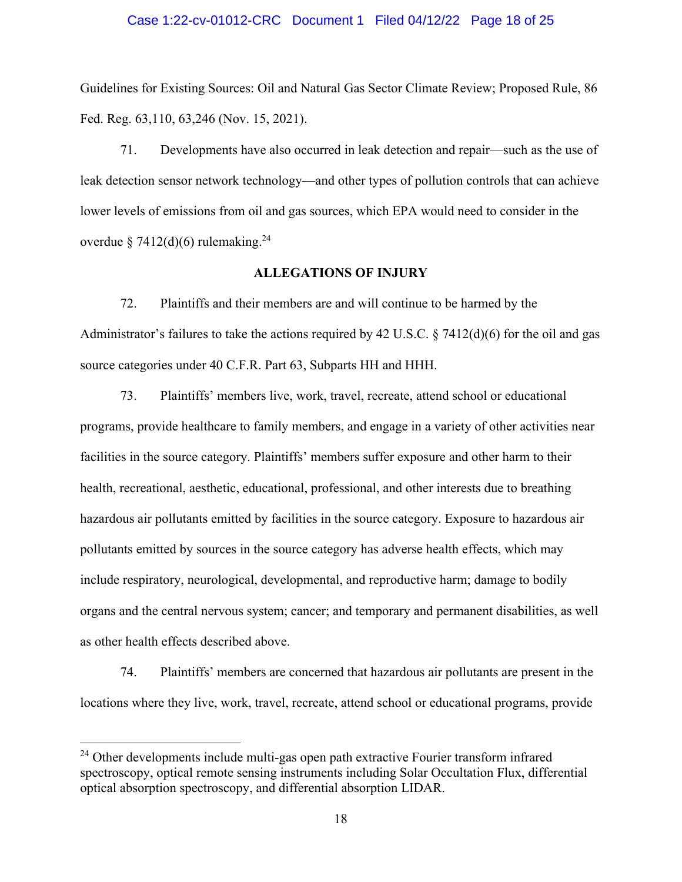Guidelines for Existing Sources: Oil and Natural Gas Sector Climate Review; Proposed Rule, 86 Fed. Reg. 63,110, 63,246 (Nov. 15, 2021).

71. Developments have also occurred in leak detection and repair—such as the use of leak detection sensor network technology—and other types of pollution controls that can achieve lower levels of emissions from oil and gas sources, which EPA would need to consider in the overdue § 7412(d)(6) rulemaking.[24]

## ALLEGATIONS OF INJURY

72. Plaintiffs and their members are and will continue to be harmed by the Administrator's failures to take the actions required by 42 U.S.C. § 7412(d)(6) for the oil and gas source categories under 40 C.F.R. Part 63, Subparts HH and HHH.

73. Plaintiffs' members live, work, travel, recreate, attend school or educational programs, provide healthcare to family members, and engage in a variety of other activities near facilities in the source category. Plaintiffs' members suffer exposure and other harm to their health, recreational, aesthetic, educational, professional, and other interests due to breathing hazardous air pollutants emitted by facilities in the source category. Exposure to hazardous air pollutants emitted by sources in the source category has adverse health effects, which may include respiratory, neurological, developmental, and reproductive harm; damage to bodily organs and the central nervous system; cancer; and temporary and permanent disabilities, as well as other health effects described above.

74. Plaintiffs' members are concerned that hazardous air pollutants are present in the locations where they live, work, travel, recreate, attend school or educational programs, provide

---

[24] Other developments include multi-gas open path extractive Fourier transform infrared spectroscopy, optical remote sensing instruments including Solar Occultation Flux, differential optical absorption spectroscopy, and differential absorption LIDAR.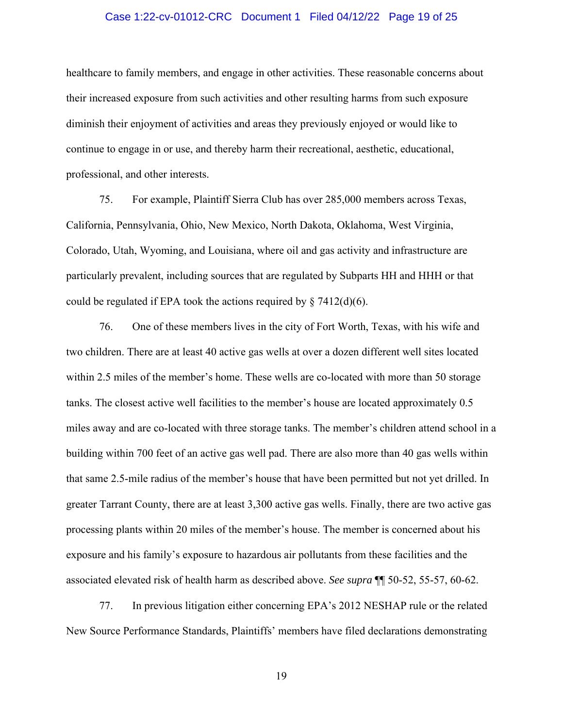healthcare to family members, and engage in other activities. These reasonable concerns about their increased exposure from such activities and other resulting harms from such exposure diminish their enjoyment of activities and areas they previously enjoyed or would like to continue to engage in or use, and thereby harm their recreational, aesthetic, educational, professional, and other interests.

75. For example, Plaintiff Sierra Club has over 285,000 members across Texas, California, Pennsylvania, Ohio, New Mexico, North Dakota, Oklahoma, West Virginia, Colorado, Utah, Wyoming, and Louisiana, where oil and gas activity and infrastructure are particularly prevalent, including sources that are regulated by Subparts HH and HHH or that could be regulated if EPA took the actions required by § 7412(d)(6).

76. One of these members lives in the city of Fort Worth, Texas, with his wife and two children. There are at least 40 active gas wells at over a dozen different well sites located within 2.5 miles of the member's home. These wells are co-located with more than 50 storage tanks. The closest active well facilities to the member's house are located approximately 0.5 miles away and are co-located with three storage tanks. The member's children attend school in a building within 700 feet of an active gas well pad. There are also more than 40 gas wells within that same 2.5-mile radius of the member's house that have been permitted but not yet drilled. In greater Tarrant County, there are at least 3,300 active gas wells. Finally, there are two active gas processing plants within 20 miles of the member's house. The member is concerned about his exposure and his family's exposure to hazardous air pollutants from these facilities and the associated elevated risk of health harm as described above. *See supra* ¶¶ 50-52, 55-57, 60-62.

77. In previous litigation either concerning EPA's 2012 NESHAP rule or the related New Source Performance Standards, Plaintiffs' members have filed declarations demonstrating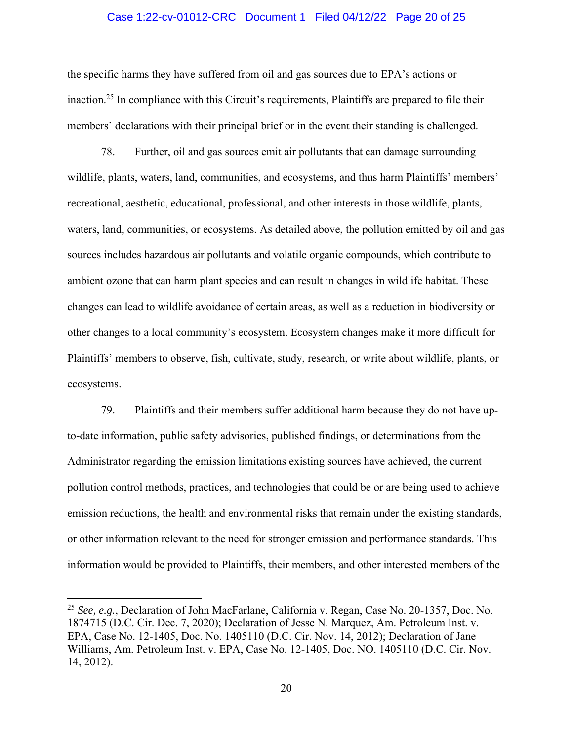the specific harms they have suffered from oil and gas sources due to EPA's actions or inaction.[25] In compliance with this Circuit's requirements, Plaintiffs are prepared to file their members' declarations with their principal brief or in the event their standing is challenged.

78. Further, oil and gas sources emit air pollutants that can damage surrounding wildlife, plants, waters, land, communities, and ecosystems, and thus harm Plaintiffs' members' recreational, aesthetic, educational, professional, and other interests in those wildlife, plants, waters, land, communities, or ecosystems. As detailed above, the pollution emitted by oil and gas sources includes hazardous air pollutants and volatile organic compounds, which contribute to ambient ozone that can harm plant species and can result in changes in wildlife habitat. These changes can lead to wildlife avoidance of certain areas, as well as a reduction in biodiversity or other changes to a local community's ecosystem. Ecosystem changes make it more difficult for Plaintiffs' members to observe, fish, cultivate, study, research, or write about wildlife, plants, or ecosystems.

79. Plaintiffs and their members suffer additional harm because they do not have up-to-date information, public safety advisories, published findings, or determinations from the Administrator regarding the emission limitations existing sources have achieved, the current pollution control methods, practices, and technologies that could be or are being used to achieve emission reductions, the health and environmental risks that remain under the existing standards, or other information relevant to the need for stronger emission and performance standards. This information would be provided to Plaintiffs, their members, and other interested members of the

---

[25] *See, e.g.*, Declaration of John MacFarlane, California v. Regan, Case No. 20-1357, Doc. No. 1874715 (D.C. Cir. Dec. 7, 2020); Declaration of Jesse N. Marquez, Am. Petroleum Inst. v. EPA, Case No. 12-1405, Doc. No. 1405110 (D.C. Cir. Nov. 14, 2012); Declaration of Jane Williams, Am. Petroleum Inst. v. EPA, Case No. 12-1405, Doc. NO. 1405110 (D.C. Cir. Nov. 14, 2012).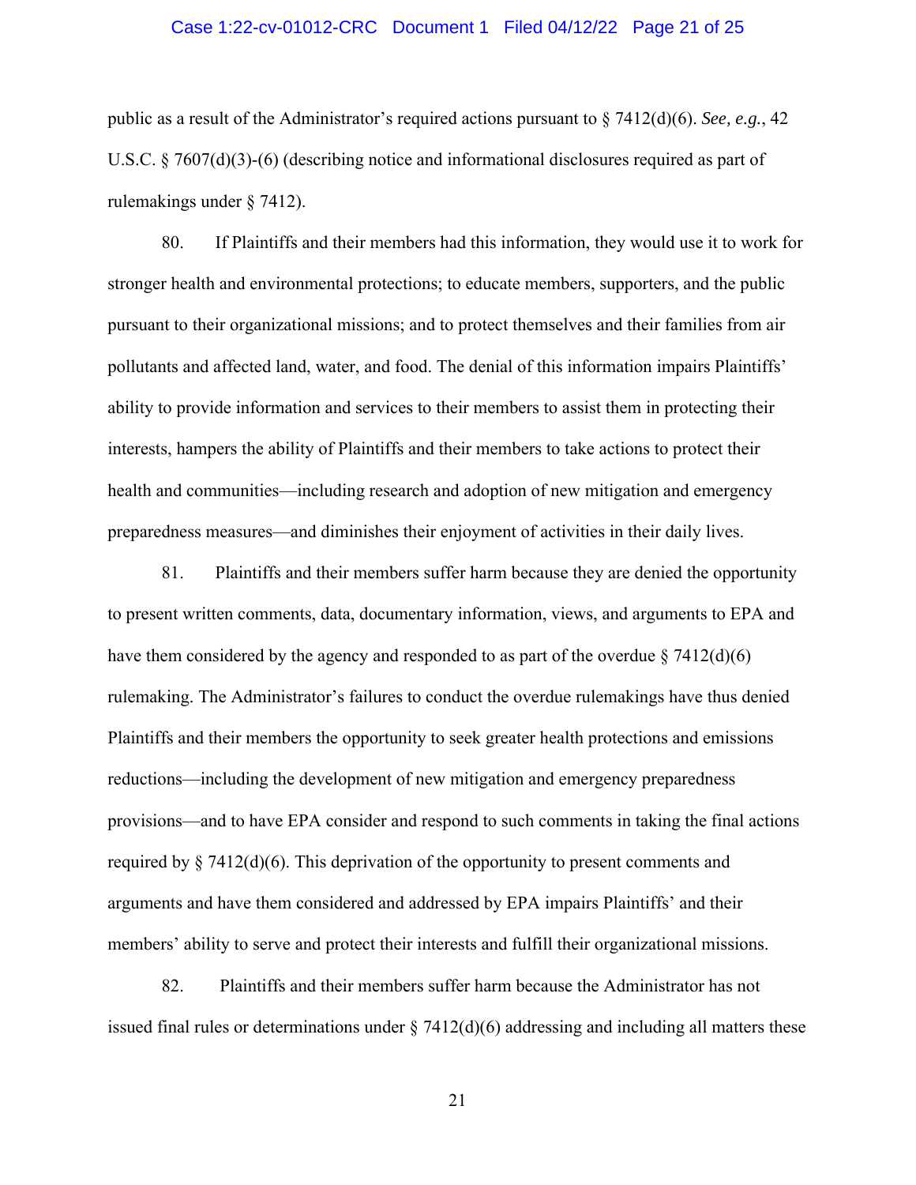public as a result of the Administrator's required actions pursuant to § 7412(d)(6). *See, e.g.*, 42 U.S.C. § 7607(d)(3)-(6) (describing notice and informational disclosures required as part of rulemakings under § 7412).

80. If Plaintiffs and their members had this information, they would use it to work for stronger health and environmental protections; to educate members, supporters, and the public pursuant to their organizational missions; and to protect themselves and their families from air pollutants and affected land, water, and food. The denial of this information impairs Plaintiffs' ability to provide information and services to their members to assist them in protecting their interests, hampers the ability of Plaintiffs and their members to take actions to protect their health and communities—including research and adoption of new mitigation and emergency preparedness measures—and diminishes their enjoyment of activities in their daily lives.

81. Plaintiffs and their members suffer harm because they are denied the opportunity to present written comments, data, documentary information, views, and arguments to EPA and have them considered by the agency and responded to as part of the overdue § 7412(d)(6) rulemaking. The Administrator's failures to conduct the overdue rulemakings have thus denied Plaintiffs and their members the opportunity to seek greater health protections and emissions reductions—including the development of new mitigation and emergency preparedness provisions—and to have EPA consider and respond to such comments in taking the final actions required by § 7412(d)(6). This deprivation of the opportunity to present comments and arguments and have them considered and addressed by EPA impairs Plaintiffs' and their members' ability to serve and protect their interests and fulfill their organizational missions.

82. Plaintiffs and their members suffer harm because the Administrator has not issued final rules or determinations under § 7412(d)(6) addressing and including all matters these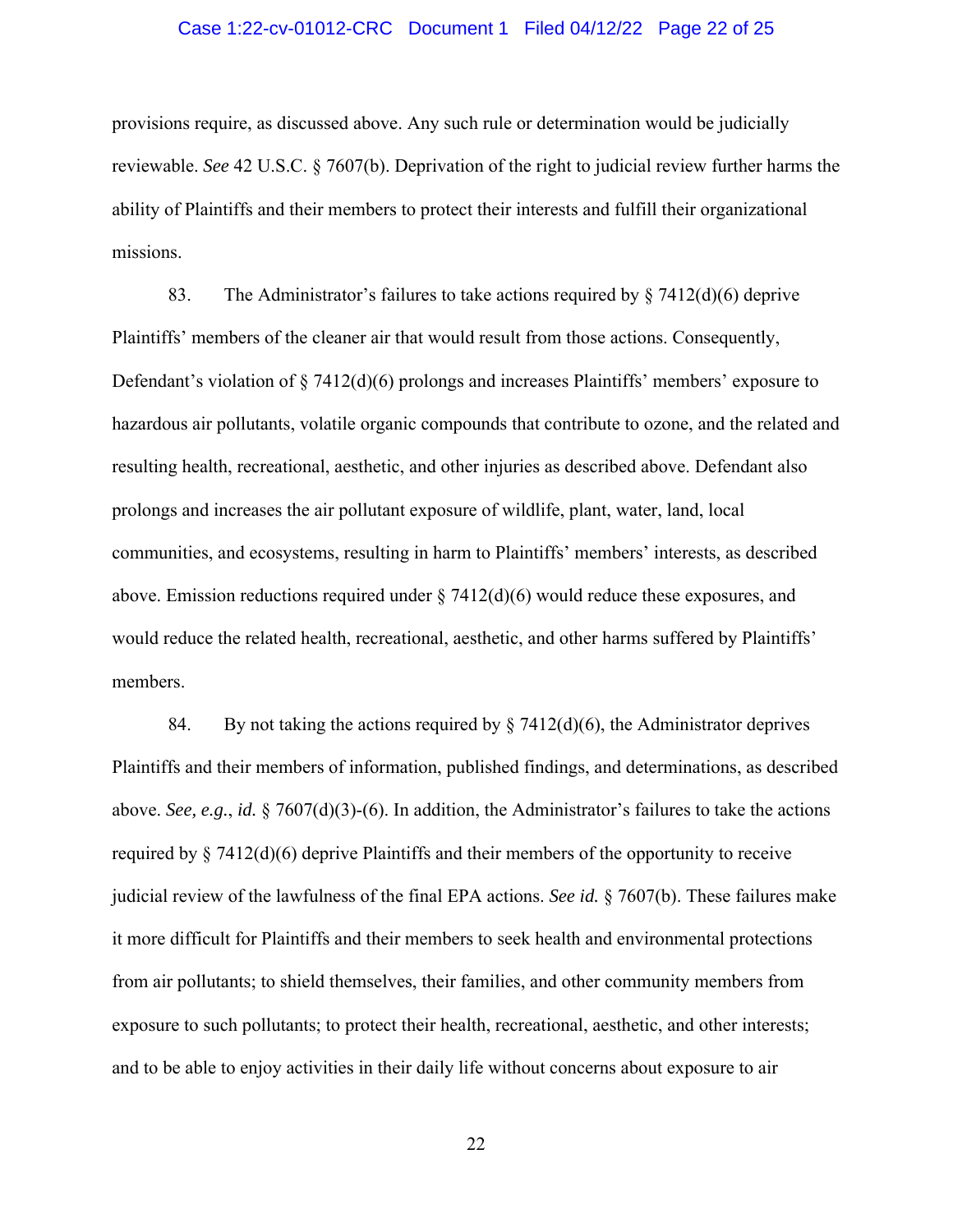provisions require, as discussed above. Any such rule or determination would be judicially reviewable. *See* 42 U.S.C. § 7607(b). Deprivation of the right to judicial review further harms the ability of Plaintiffs and their members to protect their interests and fulfill their organizational missions.

83. The Administrator's failures to take actions required by § 7412(d)(6) deprive Plaintiffs' members of the cleaner air that would result from those actions. Consequently, Defendant's violation of § 7412(d)(6) prolongs and increases Plaintiffs' members' exposure to hazardous air pollutants, volatile organic compounds that contribute to ozone, and the related and resulting health, recreational, aesthetic, and other injuries as described above. Defendant also prolongs and increases the air pollutant exposure of wildlife, plant, water, land, local communities, and ecosystems, resulting in harm to Plaintiffs' members' interests, as described above. Emission reductions required under § 7412(d)(6) would reduce these exposures, and would reduce the related health, recreational, aesthetic, and other harms suffered by Plaintiffs' members.

84. By not taking the actions required by § 7412(d)(6), the Administrator deprives Plaintiffs and their members of information, published findings, and determinations, as described above. *See, e.g.*, *id.* § 7607(d)(3)-(6). In addition, the Administrator's failures to take the actions required by § 7412(d)(6) deprive Plaintiffs and their members of the opportunity to receive judicial review of the lawfulness of the final EPA actions. *See id.* § 7607(b). These failures make it more difficult for Plaintiffs and their members to seek health and environmental protections from air pollutants; to shield themselves, their families, and other community members from exposure to such pollutants; to protect their health, recreational, aesthetic, and other interests; and to be able to enjoy activities in their daily life without concerns about exposure to air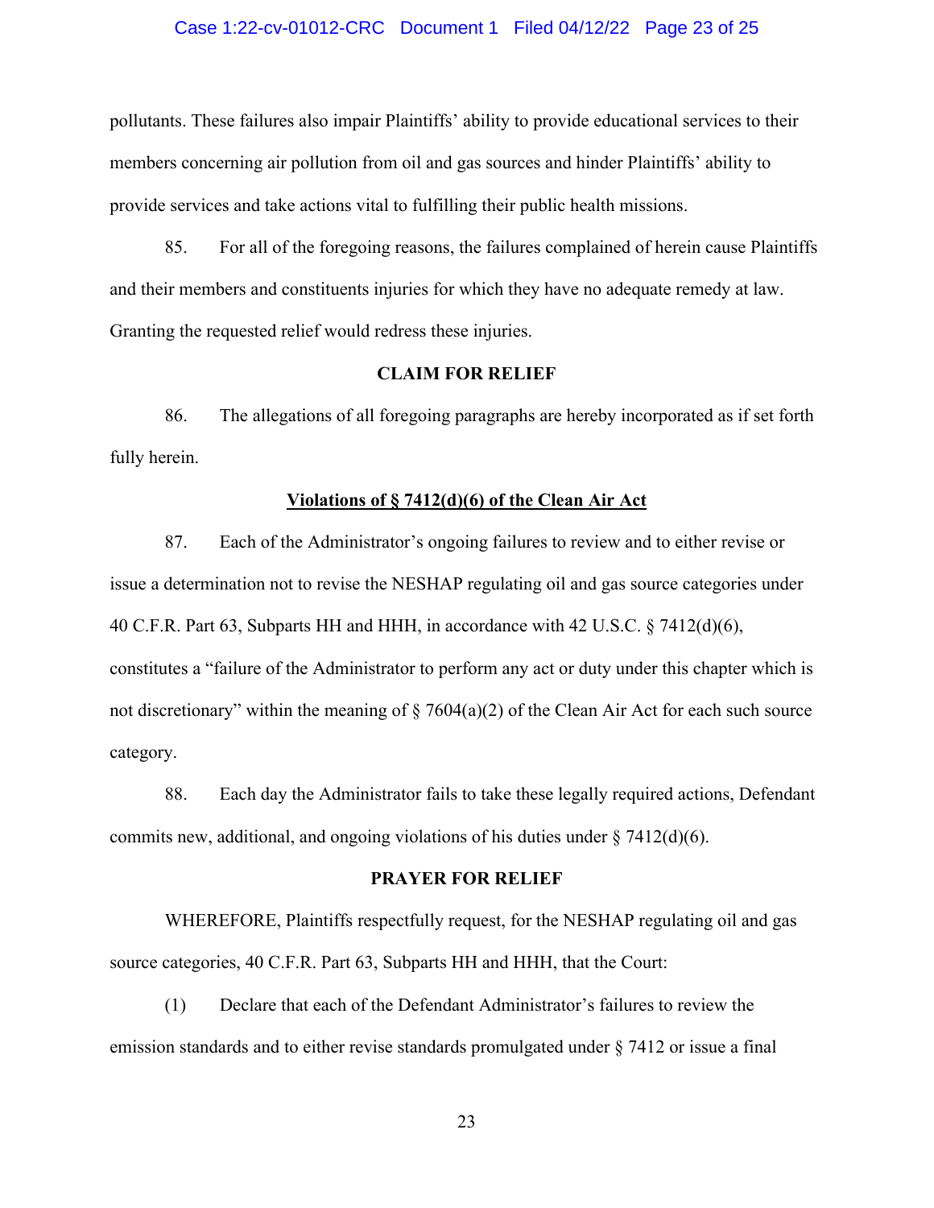pollutants. These failures also impair Plaintiffs' ability to provide educational services to their members concerning air pollution from oil and gas sources and hinder Plaintiffs' ability to provide services and take actions vital to fulfilling their public health missions.

85. For all of the foregoing reasons, the failures complained of herein cause Plaintiffs and their members and constituents injuries for which they have no adequate remedy at law. Granting the requested relief would redress these injuries.

## CLAIM FOR RELIEF

86. The allegations of all foregoing paragraphs are hereby incorporated as if set forth fully herein.

### Violations of § 7412(d)(6) of the Clean Air Act

87. Each of the Administrator's ongoing failures to review and to either revise or issue a determination not to revise the NESHAP regulating oil and gas source categories under 40 C.F.R. Part 63, Subparts HH and HHH, in accordance with 42 U.S.C. § 7412(d)(6), constitutes a "failure of the Administrator to perform any act or duty under this chapter which is not discretionary" within the meaning of § 7604(a)(2) of the Clean Air Act for each such source category.

88. Each day the Administrator fails to take these legally required actions, Defendant commits new, additional, and ongoing violations of his duties under § 7412(d)(6).

## PRAYER FOR RELIEF

WHEREFORE, Plaintiffs respectfully request, for the NESHAP regulating oil and gas source categories, 40 C.F.R. Part 63, Subparts HH and HHH, that the Court:

(1) Declare that each of the Defendant Administrator's failures to review the emission standards and to either revise standards promulgated under § 7412 or issue a final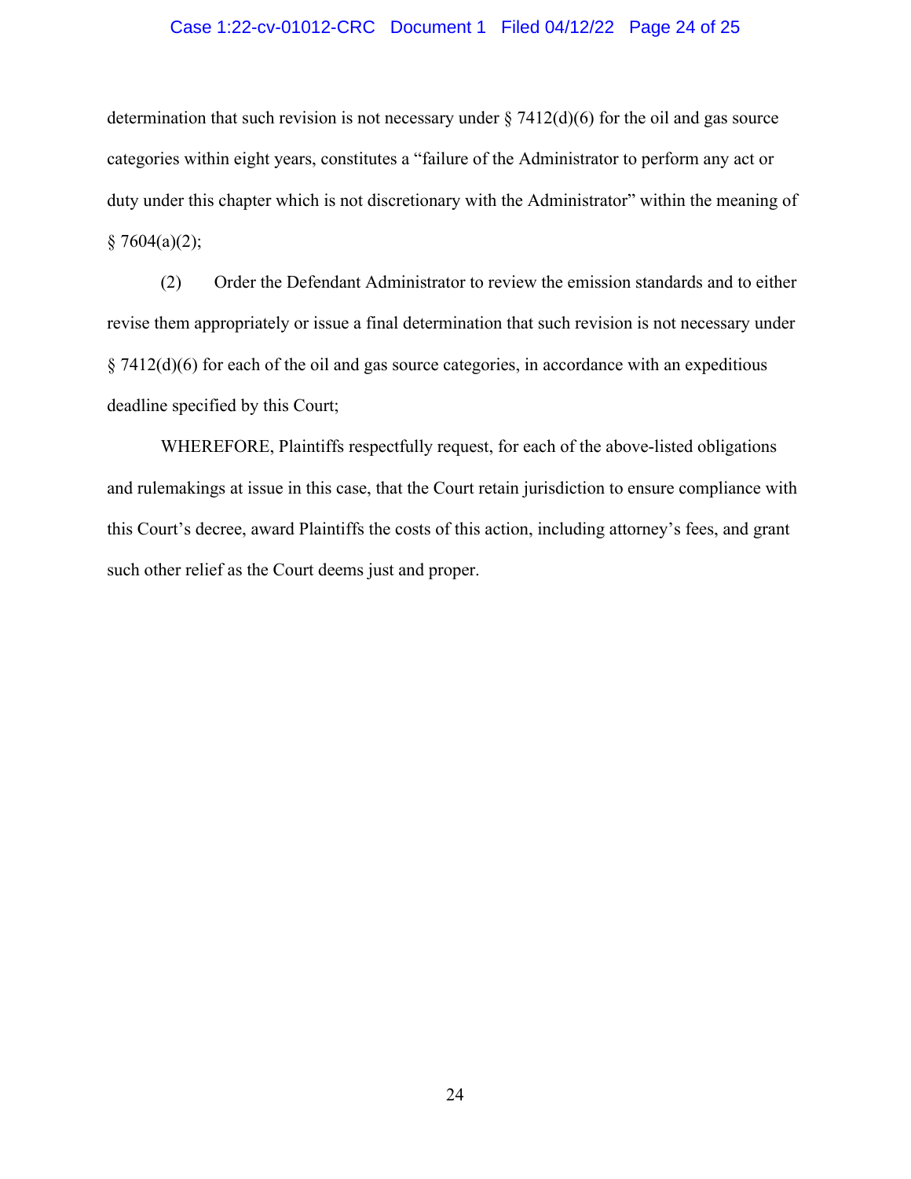determination that such revision is not necessary under § 7412(d)(6) for the oil and gas source categories within eight years, constitutes a "failure of the Administrator to perform any act or duty under this chapter which is not discretionary with the Administrator" within the meaning of § 7604(a)(2);

(2) Order the Defendant Administrator to review the emission standards and to either revise them appropriately or issue a final determination that such revision is not necessary under § 7412(d)(6) for each of the oil and gas source categories, in accordance with an expeditious deadline specified by this Court;

WHEREFORE, Plaintiffs respectfully request, for each of the above-listed obligations and rulemakings at issue in this case, that the Court retain jurisdiction to ensure compliance with this Court's decree, award Plaintiffs the costs of this action, including attorney's fees, and grant such other relief as the Court deems just and proper.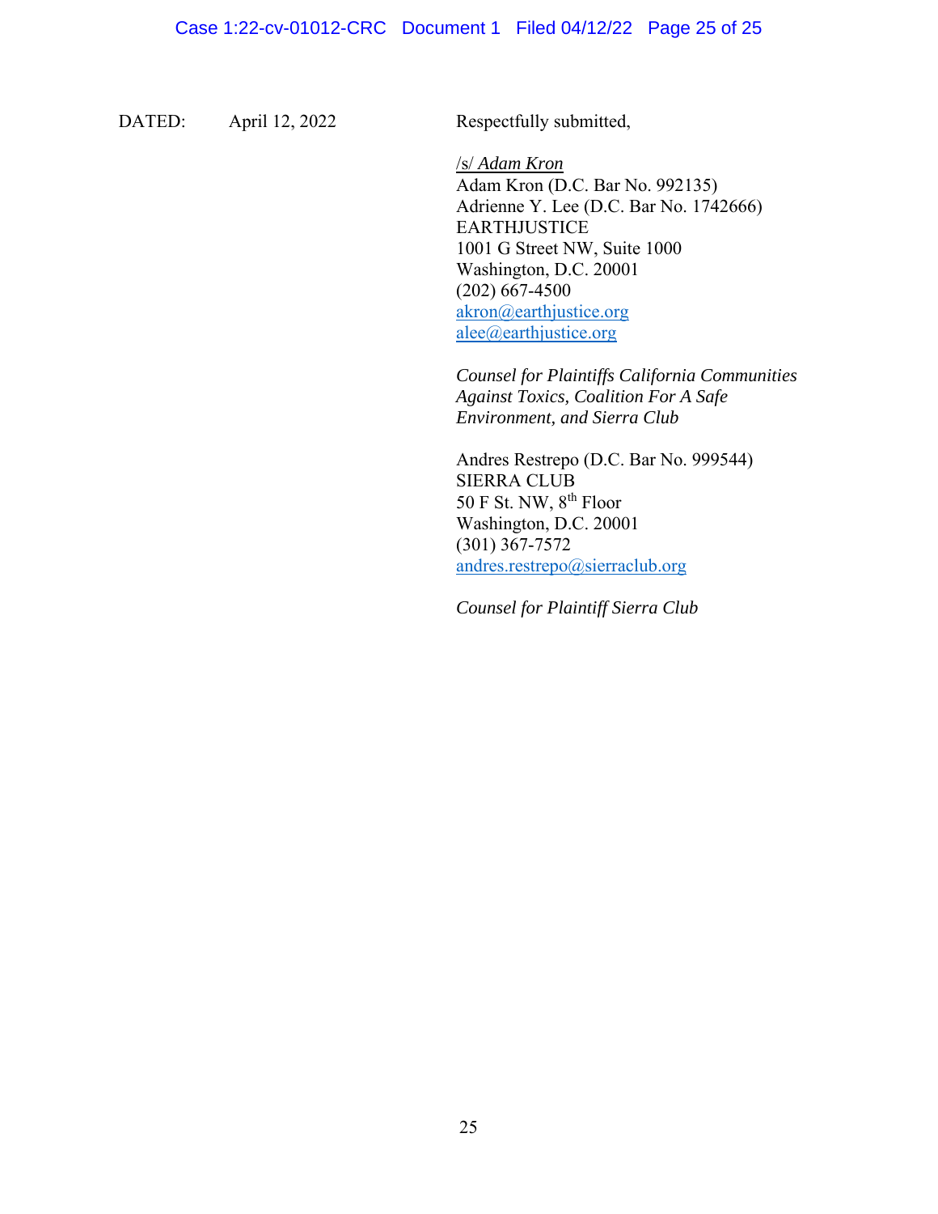DATED: April 12, 2022

Respectfully submitted,

/s/ *Adam Kron*
Adam Kron (D.C. Bar No. 992135)
Adrienne Y. Lee (D.C. Bar No. 1742666)
EARTHJUSTICE
1001 G Street NW, Suite 1000
Washington, D.C. 20001
(202) 667-4500
akron@earthjustice.org
alee@earthjustice.org

*Counsel for Plaintiffs California Communities Against Toxics, Coalition For A Safe Environment, and Sierra Club*

Andres Restrepo (D.C. Bar No. 999544)
SIERRA CLUB
50 F St. NW, 8th Floor
Washington, D.C. 20001
(301) 367-7572
andres.restrepo@sierraclub.org

*Counsel for Plaintiff Sierra Club*